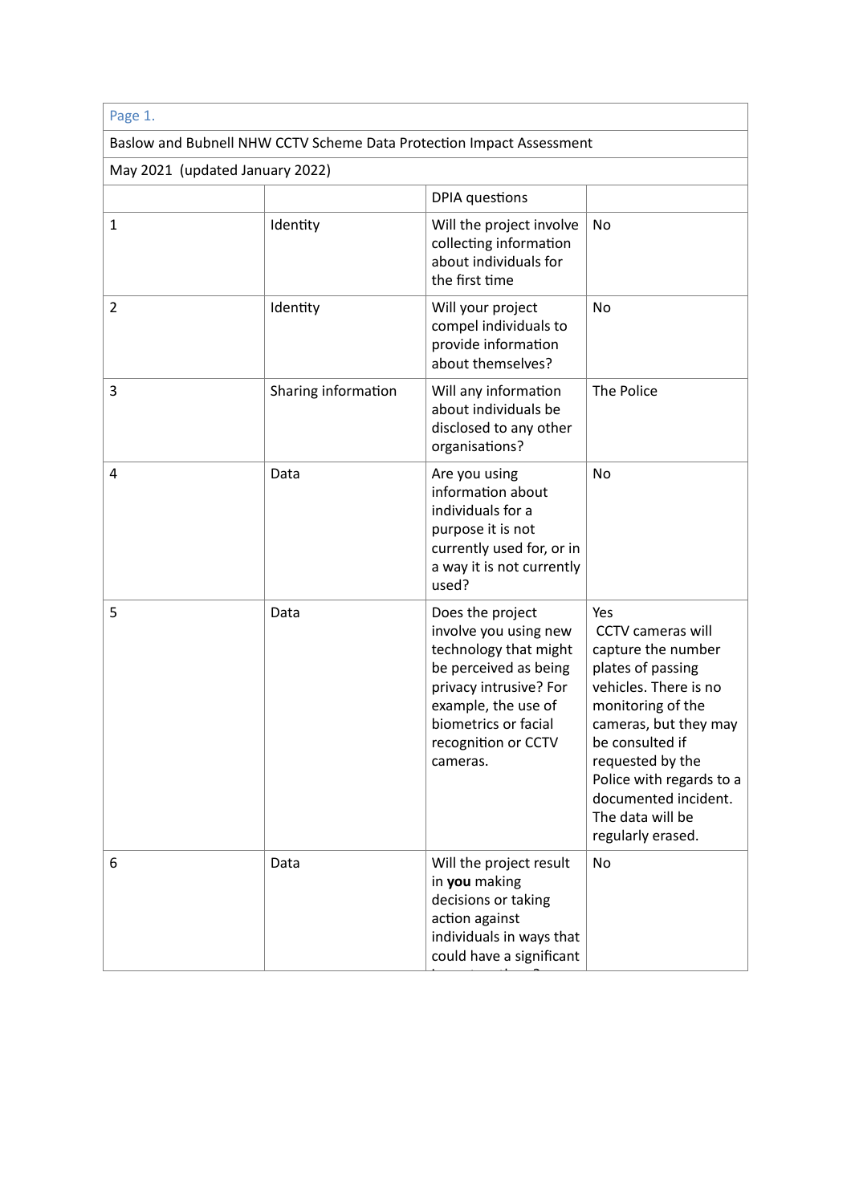Page 1.

| Baslow and Bubnell NHW CCTV Scheme Data Protection Impact Assessment | | | |
|---|---|---|---|
| May 2021 (updated January 2022) | | | |
| | | DPIA questions | |
| 1 | Identity | Will the project involve collecting information about individuals for the first time | No |
| 2 | Identity | Will your project compel individuals to provide information about themselves? | No |
| 3 | Sharing information | Will any information about individuals be disclosed to any other organisations? | The Police |
| 4 | Data | Are you using information about individuals for a purpose it is not currently used for, or in a way it is not currently used? | No |
| 5 | Data | Does the project involve you using new technology that might be perceived as being privacy intrusive? For example, the use of biometrics or facial recognition or CCTV cameras. | Yes CCTV cameras will capture the number plates of passing vehicles. There is no monitoring of the cameras, but they may be consulted if requested by the Police with regards to a documented incident. The data will be regularly erased. |
| 6 | Data | Will the project result in **you** making decisions or taking action against individuals in ways that could have a significant | No |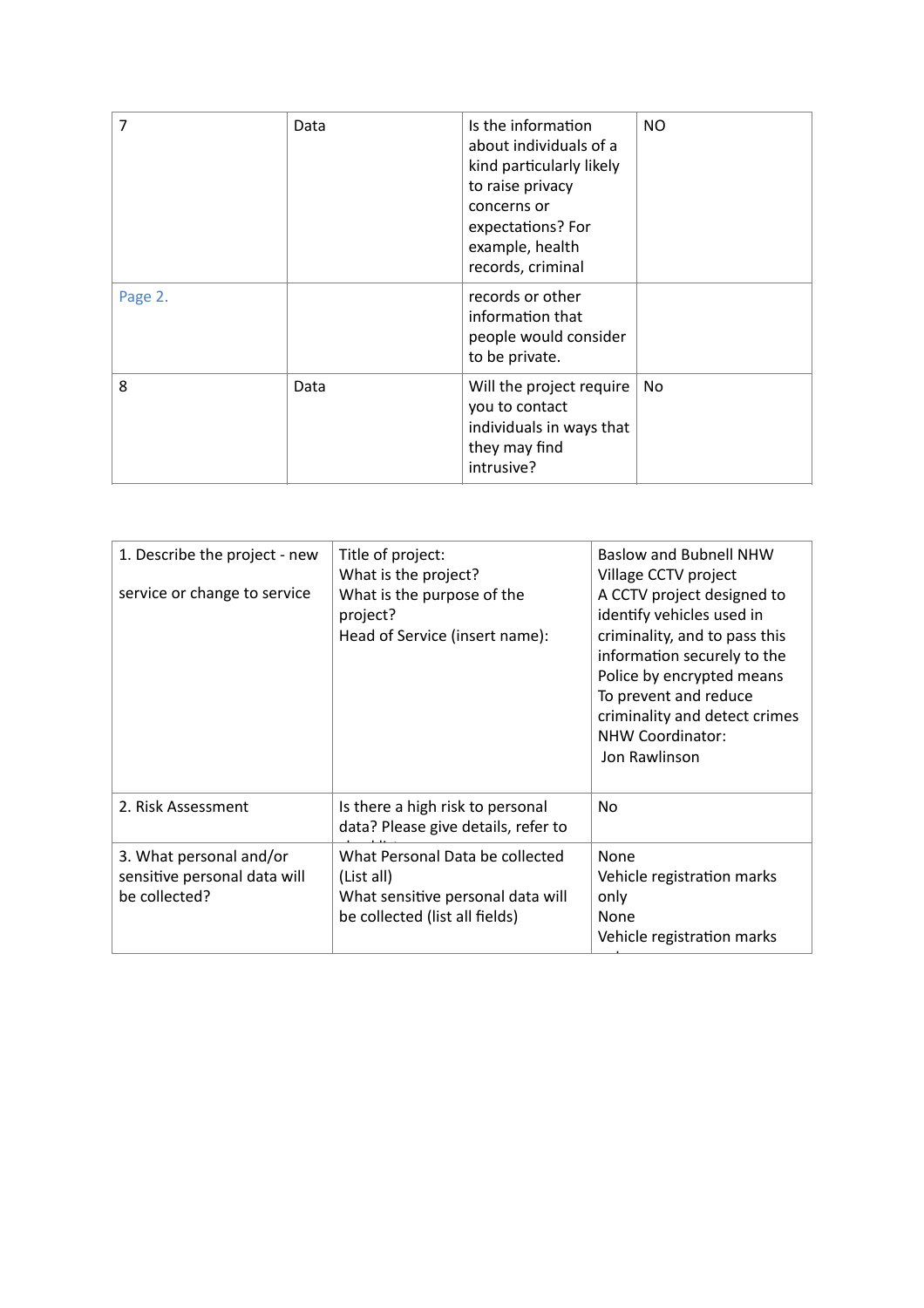| 7 | Data | Is the information about individuals of a kind particularly likely to raise privacy concerns or expectations? For example, health records, criminal | NO |
|---|---|---|---|
| Page 2. | | records or other information that people would consider to be private. | |
| 8 | Data | Will the project require you to contact individuals in ways that they may find intrusive? | No |

| 1. Describe the project - new service or change to service | Title of project:<br>What is the project?<br>What is the purpose of the project?<br>Head of Service (insert name): | Baslow and Bubnell NHW Village CCTV project<br>A CCTV project designed to identify vehicles used in criminality, and to pass this information securely to the Police by encrypted means<br>To prevent and reduce criminality and detect crimes<br>NHW Coordinator:<br>Jon Rawlinson |
|---|---|---|
| 2. Risk Assessment | Is there a high risk to personal data? Please give details, refer to | No |
| 3. What personal and/or sensitive personal data will be collected? | What Personal Data be collected (List all)<br>What sensitive personal data will be collected (list all fields) | None<br>Vehicle registration marks only<br>None<br>Vehicle registration marks |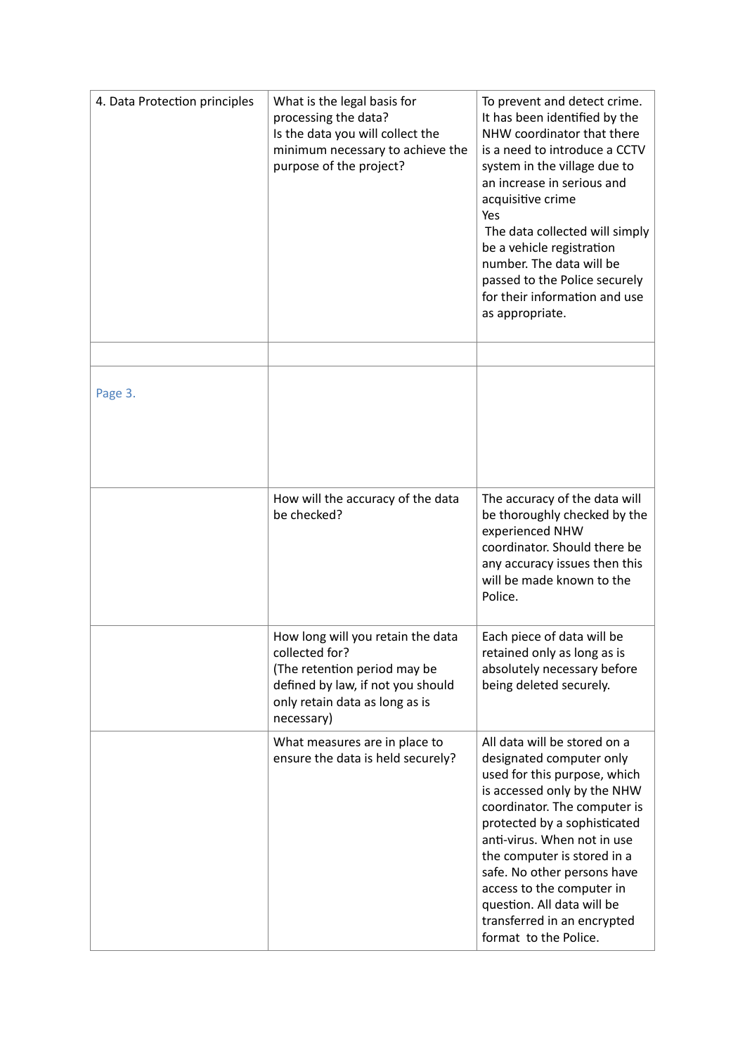| 4. Data Protection principles | What is the legal basis for processing the data?<br>Is the data you will collect the minimum necessary to achieve the purpose of the project? | To prevent and detect crime. It has been identified by the NHW coordinator that there is a need to introduce a CCTV system in the village due to an increase in serious and acquisitive crime<br>Yes<br>The data collected will simply be a vehicle registration number. The data will be passed to the Police securely for their information and use as appropriate. |
| --- | --- | --- |
| | | |
| Page 3. | | |
| | How will the accuracy of the data be checked? | The accuracy of the data will be thoroughly checked by the experienced NHW coordinator. Should there be any accuracy issues then this will be made known to the Police. |
| | How long will you retain the data collected for?<br>(The retention period may be defined by law, if not you should only retain data as long as is necessary) | Each piece of data will be retained only as long as is absolutely necessary before being deleted securely. |
| | What measures are in place to ensure the data is held securely? | All data will be stored on a designated computer only used for this purpose, which is accessed only by the NHW coordinator. The computer is protected by a sophisticated anti-virus. When not in use the computer is stored in a safe. No other persons have access to the computer in question. All data will be transferred in an encrypted format to the Police. |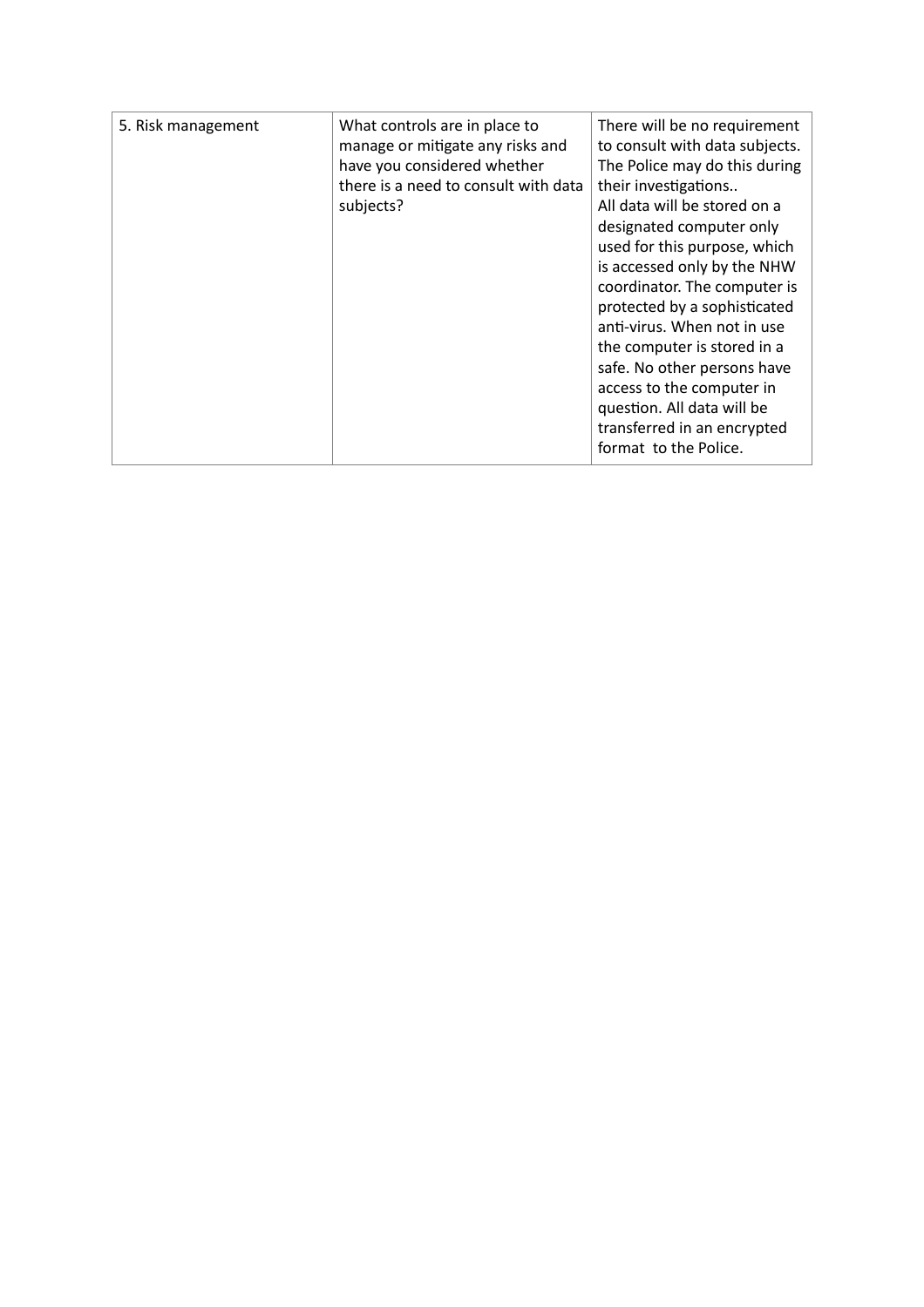| | | |
|---|---|---|
| 5. Risk management | What controls are in place to manage or mitigate any risks and have you considered whether there is a need to consult with data subjects? | There will be no requirement to consult with data subjects. The Police may do this during their investigations.. All data will be stored on a designated computer only used for this purpose, which is accessed only by the NHW coordinator. The computer is protected by a sophisticated anti-virus. When not in use the computer is stored in a safe. No other persons have access to the computer in question. All data will be transferred in an encrypted format to the Police. |